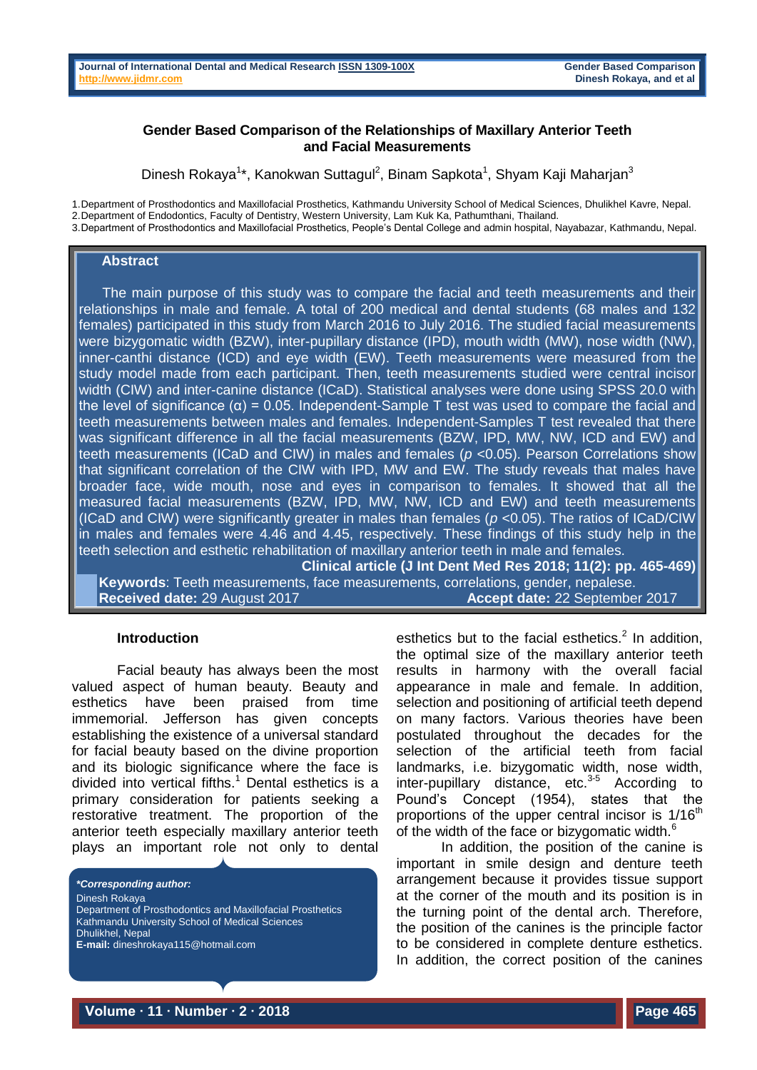# Gender Based Comparison of the Relationships of Maxillary Anterior Teeth and Facial Measurements

Dinesh Rokaya[1]*, Kanokwan Suttagul[2], Binam Sapkota[1], Shyam Kaji Maharjan[3]

1. Department of Prosthodontics and Maxillofacial Prosthetics, Kathmandu University School of Medical Sciences, Dhulikhel Kavre, Nepal.
2. Department of Endodontics, Faculty of Dentistry, Western University, Lam Kuk Ka, Pathumthani, Thailand.
3. Department of Prosthodontics and Maxillofacial Prosthetics, People's Dental College and admin hospital, Nayabazar, Kathmandu, Nepal.

## Abstract

The main purpose of this study was to compare the facial and teeth measurements and their relationships in male and female. A total of 200 medical and dental students (68 males and 132 females) participated in this study from March 2016 to July 2016. The studied facial measurements were bizygomatic width (BZW), inter-pupillary distance (IPD), mouth width (MW), nose width (NW), inner-canthi distance (ICD) and eye width (EW). Teeth measurements were measured from the study model made from each participant. Then, teeth measurements studied were central incisor width (CIW) and inter-canine distance (ICaD). Statistical analyses were done using SPSS 20.0 with the level of significance ($\alpha$) = 0.05. Independent-Sample T test was used to compare the facial and teeth measurements between males and females. Independent-Samples T test revealed that there was significant difference in all the facial measurements (BZW, IPD, MW, NW, ICD and EW) and teeth measurements (ICaD and CIW) in males and females ($p$ <0.05). Pearson Correlations show that significant correlation of the CIW with IPD, MW and EW. The study reveals that males have broader face, wide mouth, nose and eyes in comparison to females. It showed that all the measured facial measurements (BZW, IPD, MW, NW, ICD and EW) and teeth measurements (ICaD and CIW) were significantly greater in males than females ($p$ <0.05). The ratios of ICaD/CIW in males and females were 4.46 and 4.45, respectively. These findings of this study help in the teeth selection and esthetic rehabilitation of maxillary anterior teeth in male and females.

**Clinical article (J Int Dent Med Res 2018; 11(2): pp. 465-469)**

**Keywords**: Teeth measurements, face measurements, correlations, gender, nepalese.

**Received date:** 29 August 2017 **Accept date:** 22 September 2017

## Introduction

Facial beauty has always been the most valued aspect of human beauty. Beauty and esthetics have been praised from time immemorial. Jefferson has given concepts establishing the existence of a universal standard for facial beauty based on the divine proportion and its biologic significance where the face is divided into vertical fifths.[1] Dental esthetics is a primary consideration for patients seeking a restorative treatment. The proportion of the anterior teeth especially maxillary anterior teeth plays an important role not only to dental esthetics but to the facial esthetics.[2] In addition, the optimal size of the maxillary anterior teeth results in harmony with the overall facial appearance in male and female. In addition, selection and positioning of artificial teeth depend on many factors. Various theories have been postulated throughout the decades for the selection of the artificial teeth from facial landmarks, i.e. bizygomatic width, nose width, inter-pupillary distance, etc.[3-5] According to Pound's Concept (1954), states that the proportions of the upper central incisor is 1/16th of the width of the face or bizygomatic width.[6]

In addition, the position of the canine is important in smile design and denture teeth arrangement because it provides tissue support at the corner of the mouth and its position is in the turning point of the dental arch. Therefore, the position of the canines is the principle factor to be considered in complete denture esthetics. In addition, the correct position of the canines

***Corresponding author:***
Dinesh Rokaya
Department of Prosthodontics and Maxillofacial Prosthetics
Kathmandu University School of Medical Sciences
Dhulikhel, Nepal
**E-mail:** dineshrokaya115@hotmail.com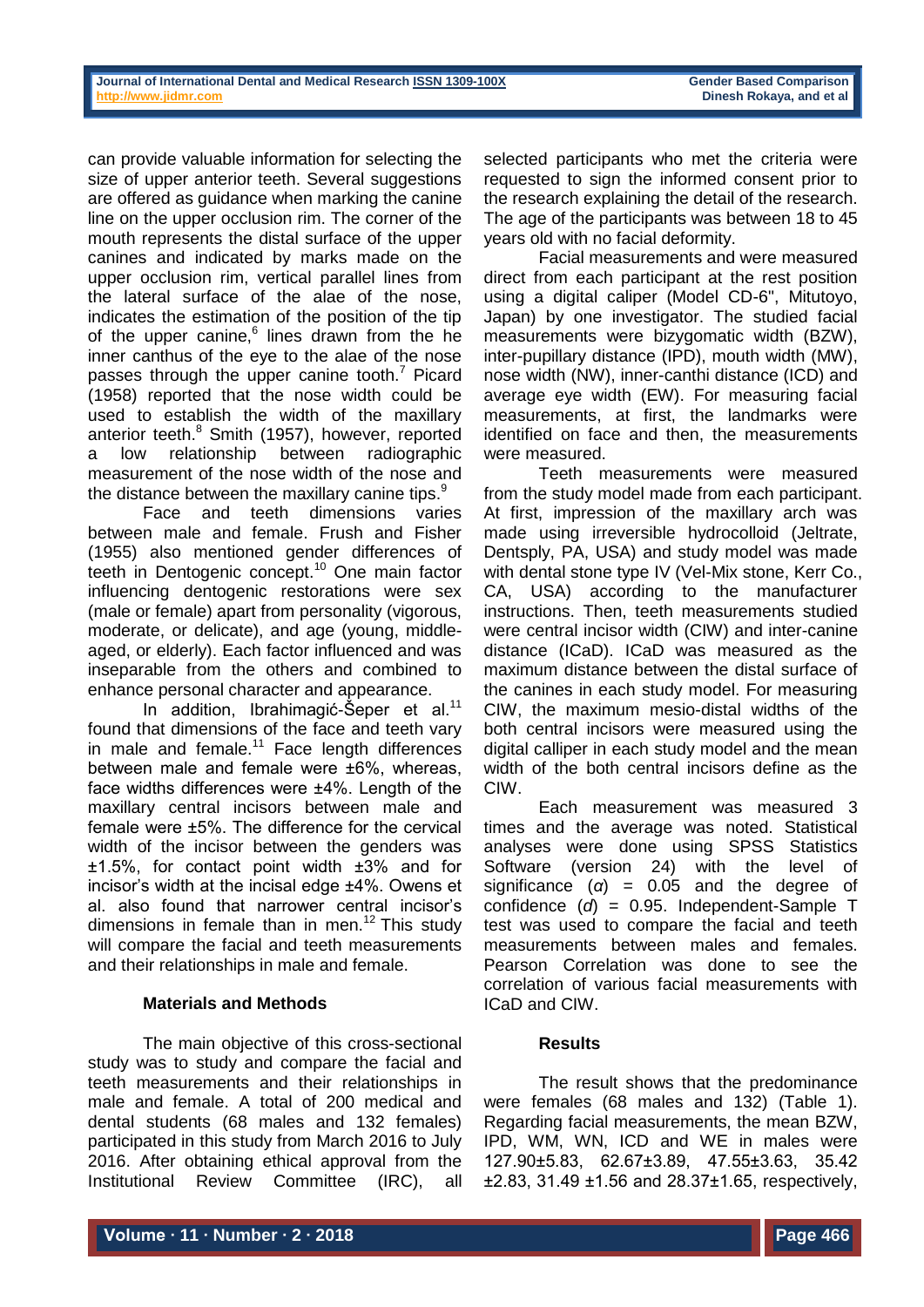can provide valuable information for selecting the size of upper anterior teeth. Several suggestions are offered as guidance when marking the canine line on the upper occlusion rim. The corner of the mouth represents the distal surface of the upper canines and indicated by marks made on the upper occlusion rim, vertical parallel lines from the lateral surface of the alae of the nose, indicates the estimation of the position of the tip of the upper canine,[6] lines drawn from the he inner canthus of the eye to the alae of the nose passes through the upper canine tooth.[7] Picard (1958) reported that the nose width could be used to establish the width of the maxillary anterior teeth.[8] Smith (1957), however, reported a low relationship between radiographic measurement of the nose width of the nose and the distance between the maxillary canine tips.[9]

Face and teeth dimensions varies between male and female. Frush and Fisher (1955) also mentioned gender differences of teeth in Dentogenic concept.[10] One main factor influencing dentogenic restorations were sex (male or female) apart from personality (vigorous, moderate, or delicate), and age (young, middle-aged, or elderly). Each factor influenced and was inseparable from the others and combined to enhance personal character and appearance.

In addition, Ibrahimagić-Šeper et al.[11] found that dimensions of the face and teeth vary in male and female.[11] Face length differences between male and female were ±6%, whereas, face widths differences were ±4%. Length of the maxillary central incisors between male and female were ±5%. The difference for the cervical width of the incisor between the genders was ±1.5%, for contact point width ±3% and for incisor's width at the incisal edge ±4%. Owens et al. also found that narrower central incisor's dimensions in female than in men.[12] This study will compare the facial and teeth measurements and their relationships in male and female.

## Materials and Methods

The main objective of this cross-sectional study was to study and compare the facial and teeth measurements and their relationships in male and female. A total of 200 medical and dental students (68 males and 132 females) participated in this study from March 2016 to July 2016. After obtaining ethical approval from the Institutional Review Committee (IRC), all selected participants who met the criteria were requested to sign the informed consent prior to the research explaining the detail of the research. The age of the participants was between 18 to 45 years old with no facial deformity.

Facial measurements and were measured direct from each participant at the rest position using a digital caliper (Model CD-6", Mitutoyo, Japan) by one investigator. The studied facial measurements were bizygomatic width (BZW), inter-pupillary distance (IPD), mouth width (MW), nose width (NW), inner-canthi distance (ICD) and average eye width (EW). For measuring facial measurements, at first, the landmarks were identified on face and then, the measurements were measured.

Teeth measurements were measured from the study model made from each participant. At first, impression of the maxillary arch was made using irreversible hydrocolloid (Jeltrate, Dentsply, PA, USA) and study model was made with dental stone type IV (Vel-Mix stone, Kerr Co., CA, USA) according to the manufacturer instructions. Then, teeth measurements studied were central incisor width (CIW) and inter-canine distance (ICaD). ICaD was measured as the maximum distance between the distal surface of the canines in each study model. For measuring CIW, the maximum mesio-distal widths of the both central incisors were measured using the digital calliper in each study model and the mean width of the both central incisors define as the CIW.

Each measurement was measured 3 times and the average was noted. Statistical analyses were done using SPSS Statistics Software (version 24) with the level of significance ($\alpha$) = 0.05 and the degree of confidence ($d$) = 0.95. Independent-Sample T test was used to compare the facial and teeth measurements between males and females. Pearson Correlation was done to see the correlation of various facial measurements with ICaD and CIW.

## Results

The result shows that the predominance were females (68 males and 132) (Table 1). Regarding facial measurements, the mean BZW, IPD, WM, WN, ICD and WE in males were 127.90±5.83, 62.67±3.89, 47.55±3.63, 35.42 ±2.83, 31.49 ±1.56 and 28.37±1.65, respectively,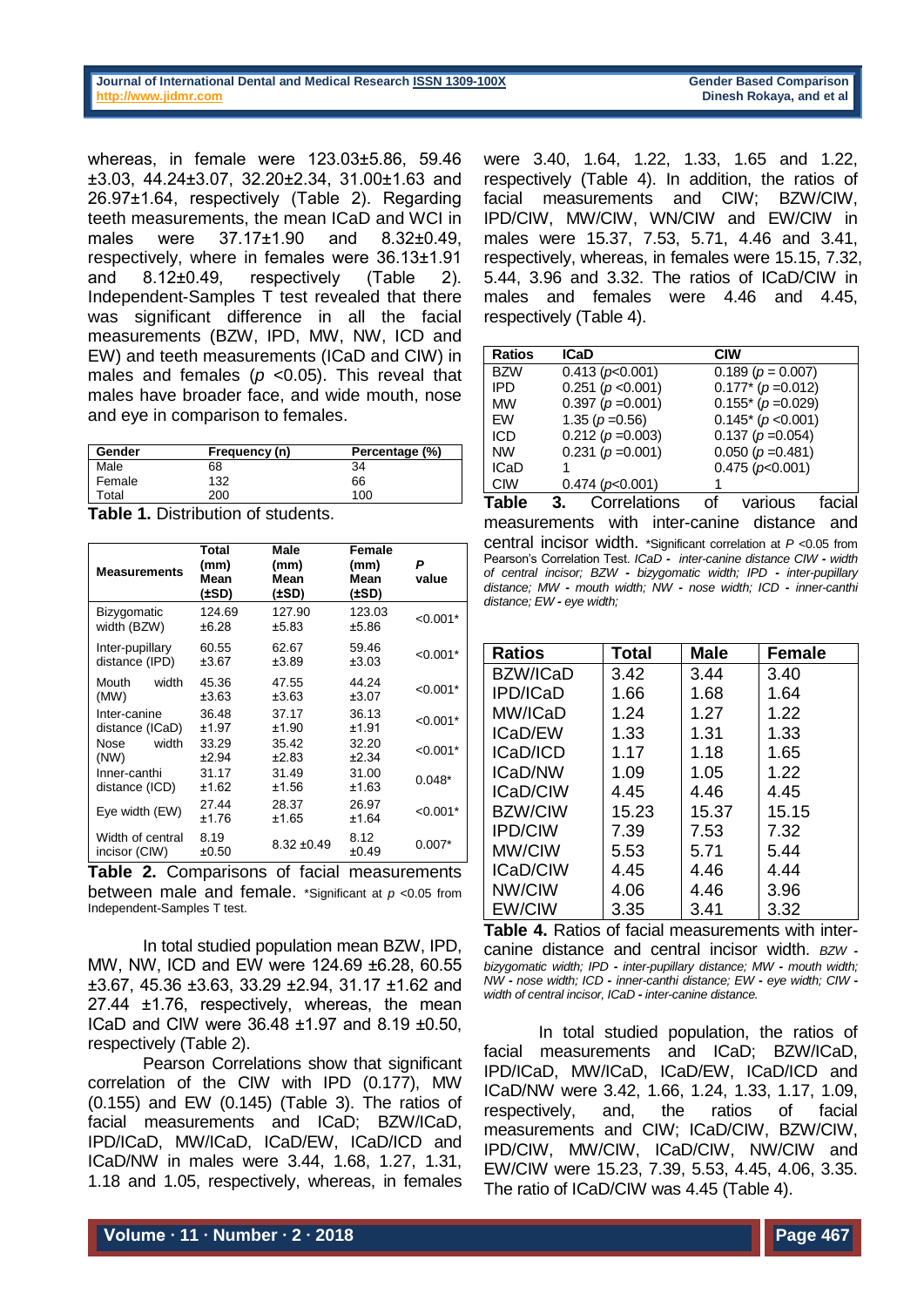whereas, in female were 123.03±5.86, 59.46 ±3.03, 44.24±3.07, 32.20±2.34, 31.00±1.63 and 26.97±1.64, respectively (Table 2). Regarding teeth measurements, the mean ICaD and WCI in males were 37.17±1.90 and 8.32±0.49, respectively, where in females were 36.13±1.91 and 8.12±0.49, respectively (Table 2). Independent-Samples T test revealed that there was significant difference in all the facial measurements (BZW, IPD, MW, NW, ICD and EW) and teeth measurements (ICaD and CIW) in males and females ($p$ <0.05). This reveal that males have broader face, and wide mouth, nose and eye in comparison to females.

| Gender | Frequency (n) | Percentage (%) |
|---|---|---|
| Male | 68 | 34 |
| Female | 132 | 66 |
| Total | 200 | 100 |

**Table 1.** Distribution of students.

| Measurements | Total (mm) Mean (±SD) | Male (mm) Mean (±SD) | Female (mm) Mean (±SD) | *P* value |
|---|---|---|---|---|
| Bizygomatic width (BZW) | 124.69 ±6.28 | 127.90 ±5.83 | 123.03 ±5.86 | <0.001* |
| Inter-pupillary distance (IPD) | 60.55 ±3.67 | 62.67 ±3.89 | 59.46 ±3.03 | <0.001* |
| Mouth width (MW) | 45.36 ±3.63 | 47.55 ±3.63 | 44.24 ±3.07 | <0.001* |
| Inter-canine distance (ICaD) | 36.48 ±1.97 | 37.17 ±1.90 | 36.13 ±1.91 | <0.001* |
| Nose width (NW) | 33.29 ±2.94 | 35.42 ±2.83 | 32.20 ±2.34 | <0.001* |
| Inner-canthi distance (ICD) | 31.17 ±1.62 | 31.49 ±1.56 | 31.00 ±1.63 | 0.048* |
| Eye width (EW) | 27.44 ±1.76 | 28.37 ±1.65 | 26.97 ±1.64 | <0.001* |
| Width of central incisor (CIW) | 8.19 ±0.50 | 8.32 ±0.49 | 8.12 ±0.49 | 0.007* |

**Table 2.** Comparisons of facial measurements between male and female. *Significant at $p$ <0.05 from Independent-Samples T test.

In total studied population mean BZW, IPD, MW, NW, ICD and EW were 124.69 ±6.28, 60.55 ±3.67, 45.36 ±3.63, 33.29 ±2.94, 31.17 ±1.62 and 27.44 ±1.76, respectively, whereas, the mean ICaD and CIW were 36.48 ±1.97 and 8.19 ±0.50, respectively (Table 2).

Pearson Correlations show that significant correlation of the CIW with IPD (0.177), MW (0.155) and EW (0.145) (Table 3). The ratios of facial measurements and ICaD; BZW/ICaD, IPD/ICaD, MW/ICaD, ICaD/EW, ICaD/ICD and ICaD/NW in males were 3.44, 1.68, 1.27, 1.31, 1.18 and 1.05, respectively, whereas, in females were 3.40, 1.64, 1.22, 1.33, 1.65 and 1.22, respectively (Table 4). In addition, the ratios of facial measurements and CIW; BZW/CIW, IPD/CIW, MW/CIW, WN/CIW and EW/CIW in males were 15.37, 7.53, 5.71, 4.46 and 3.41, respectively, whereas, in females were 15.15, 7.32, 5.44, 3.96 and 3.32. The ratios of ICaD/CIW in males and females were 4.46 and 4.45, respectively (Table 4).

| Ratios | ICaD | CIW |
|---|---|---|
| BZW | 0.413 ($p$<0.001) | 0.189 ($p$ = 0.007) |
| IPD | 0.251 ($p$ <0.001) | 0.177* ($p$ =0.012) |
| MW | 0.397 ($p$ =0.001) | 0.155* ($p$ =0.029) |
| EW | 1.35 ($p$ =0.56) | 0.145* ($p$ <0.001) |
| ICD | 0.212 ($p$ =0.003) | 0.137 ($p$ =0.054) |
| NW | 0.231 ($p$ =0.001) | 0.050 ($p$ =0.481) |
| ICaD | 1 | 0.475 ($p$<0.001) |
| CIW | 0.474 ($p$<0.001) | 1 |

**Table 3.** Correlations of various facial measurements with inter-canine distance and central incisor width. *Significant correlation at $P$ <0.05 from Pearson's Correlation Test. *ICaD - inter-canine distance CIW - width of central incisor; BZW - bizygomatic width; IPD - inter-pupillary distance; MW - mouth width; NW - nose width; ICD - inner-canthi distance; EW - eye width;*

| Ratios | Total | Male | Female |
|---|---|---|---|
| BZW/ICaD | 3.42 | 3.44 | 3.40 |
| IPD/ICaD | 1.66 | 1.68 | 1.64 |
| MW/ICaD | 1.24 | 1.27 | 1.22 |
| ICaD/EW | 1.33 | 1.31 | 1.33 |
| ICaD/ICD | 1.17 | 1.18 | 1.65 |
| ICaD/NW | 1.09 | 1.05 | 1.22 |
| ICaD/CIW | 4.45 | 4.46 | 4.45 |
| BZW/CIW | 15.23 | 15.37 | 15.15 |
| IPD/CIW | 7.39 | 7.53 | 7.32 |
| MW/CIW | 5.53 | 5.71 | 5.44 |
| ICaD/CIW | 4.45 | 4.46 | 4.44 |
| NW/CIW | 4.06 | 4.46 | 3.96 |
| EW/CIW | 3.35 | 3.41 | 3.32 |

**Table 4.** Ratios of facial measurements with inter-canine distance and central incisor width. *BZW - bizygomatic width; IPD - inter-pupillary distance; MW - mouth width; NW - nose width; ICD - inner-canthi distance; EW - eye width; CIW - width of central incisor, ICaD - inter-canine distance.*

In total studied population, the ratios of facial measurements and ICaD; BZW/ICaD, IPD/ICaD, MW/ICaD, ICaD/EW, ICaD/ICD and ICaD/NW were 3.42, 1.66, 1.24, 1.33, 1.17, 1.09, respectively, and, the ratios of facial measurements and CIW; ICaD/CIW, BZW/CIW, IPD/CIW, MW/CIW, ICaD/CIW, NW/CIW and EW/CIW were 15.23, 7.39, 5.53, 4.45, 4.06, 3.35. The ratio of ICaD/CIW was 4.45 (Table 4).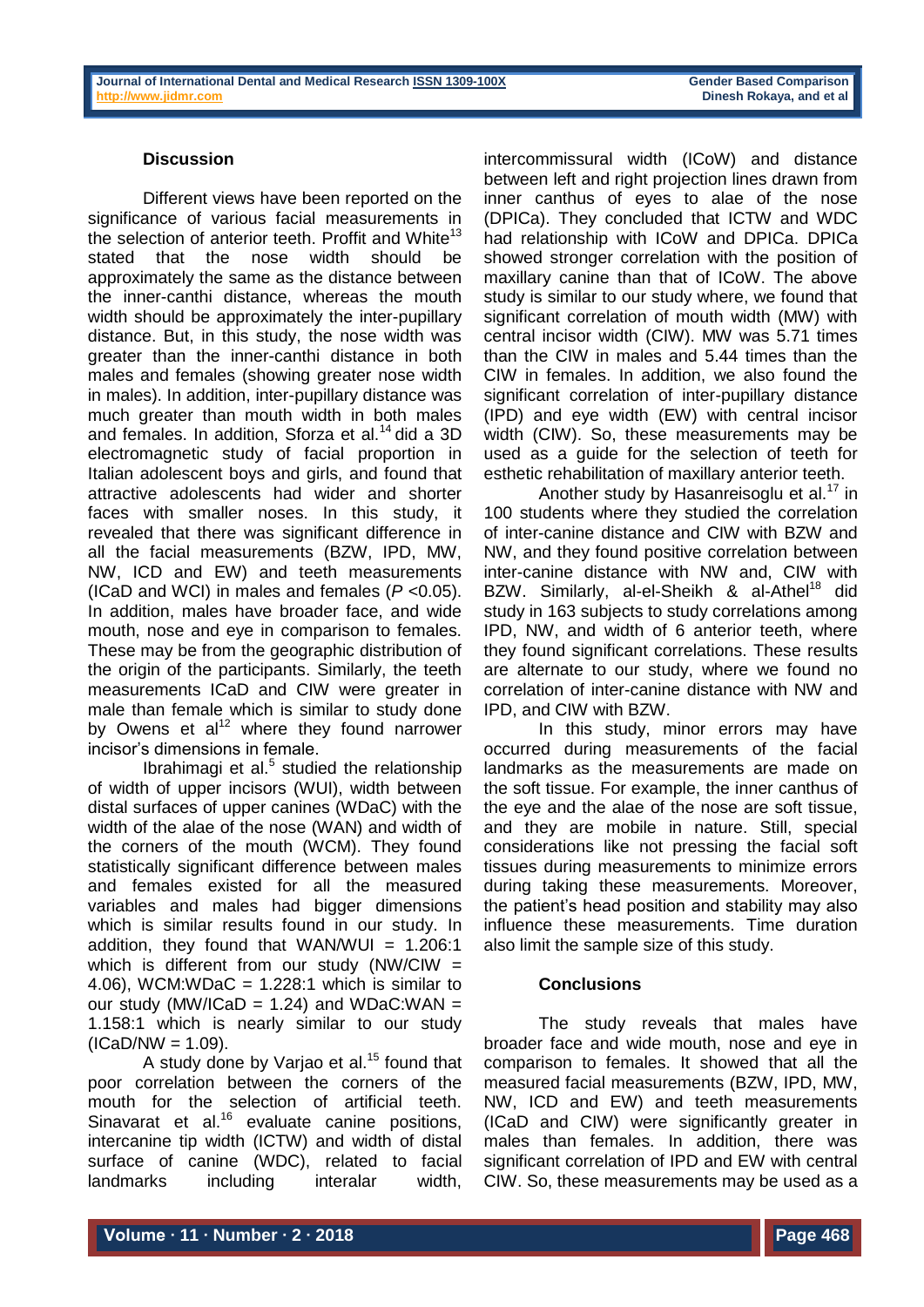### Discussion

Different views have been reported on the significance of various facial measurements in the selection of anterior teeth. Proffit and White[13] stated that the nose width should be approximately the same as the distance between the inner-canthi distance, whereas the mouth width should be approximately the inter-pupillary distance. But, in this study, the nose width was greater than the inner-canthi distance in both males and females (showing greater nose width in males). In addition, inter-pupillary distance was much greater than mouth width in both males and females. In addition, Sforza et al.[14] did a 3D electromagnetic study of facial proportion in Italian adolescent boys and girls, and found that attractive adolescents had wider and shorter faces with smaller noses. In this study, it revealed that there was significant difference in all the facial measurements (BZW, IPD, MW, NW, ICD and EW) and teeth measurements (ICaD and WCI) in males and females ($P$ <0.05). In addition, males have broader face, and wide mouth, nose and eye in comparison to females. These may be from the geographic distribution of the origin of the participants. Similarly, the teeth measurements ICaD and CIW were greater in male than female which is similar to study done by Owens et al[12] where they found narrower incisor's dimensions in female.

Ibrahimagi et al.[5] studied the relationship of width of upper incisors (WUI), width between distal surfaces of upper canines (WDaC) with the width of the alae of the nose (WAN) and width of the corners of the mouth (WCM). They found statistically significant difference between males and females existed for all the measured variables and males had bigger dimensions which is similar results found in our study. In addition, they found that WAN/WUI = 1.206:1 which is different from our study (NW/CIW = 4.06), WCM:WDaC = 1.228:1 which is similar to our study (MW/ICaD = 1.24) and WDaC:WAN = 1.158:1 which is nearly similar to our study (ICaD/NW = 1.09).

A study done by Varjao et al.[15] found that poor correlation between the corners of the mouth for the selection of artificial teeth. Sinavarat et al.[16] evaluate canine positions, intercanine tip width (ICTW) and width of distal surface of canine (WDC), related to facial landmarks including interalar width, intercommissural width (ICoW) and distance between left and right projection lines drawn from inner canthus of eyes to alae of the nose (DPICa). They concluded that ICTW and WDC had relationship with ICoW and DPICa. DPICa showed stronger correlation with the position of maxillary canine than that of ICoW. The above study is similar to our study where, we found that significant correlation of mouth width (MW) with central incisor width (CIW). MW was 5.71 times than the CIW in males and 5.44 times than the CIW in females. In addition, we also found the significant correlation of inter-pupillary distance (IPD) and eye width (EW) with central incisor width (CIW). So, these measurements may be used as a guide for the selection of teeth for esthetic rehabilitation of maxillary anterior teeth.

Another study by Hasanreisoglu et al.[17] in 100 students where they studied the correlation of inter-canine distance and CIW with BZW and NW, and they found positive correlation between inter-canine distance with NW and, CIW with BZW. Similarly, al-el-Sheikh & al-Athel[18] did study in 163 subjects to study correlations among IPD, NW, and width of 6 anterior teeth, where they found significant correlations. These results are alternate to our study, where we found no correlation of inter-canine distance with NW and IPD, and CIW with BZW.

In this study, minor errors may have occurred during measurements of the facial landmarks as the measurements are made on the soft tissue. For example, the inner canthus of the eye and the alae of the nose are soft tissue, and they are mobile in nature. Still, special considerations like not pressing the facial soft tissues during measurements to minimize errors during taking these measurements. Moreover, the patient's head position and stability may also influence these measurements. Time duration also limit the sample size of this study.

### Conclusions

The study reveals that males have broader face and wide mouth, nose and eye in comparison to females. It showed that all the measured facial measurements (BZW, IPD, MW, NW, ICD and EW) and teeth measurements (ICaD and CIW) were significantly greater in males than females. In addition, there was significant correlation of IPD and EW with central CIW. So, these measurements may be used as a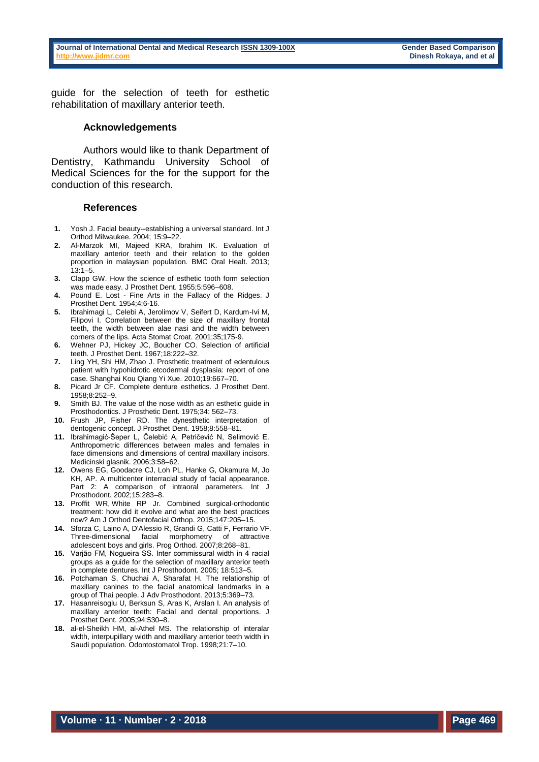guide for the selection of teeth for esthetic rehabilitation of maxillary anterior teeth.

## Acknowledgements

Authors would like to thank Department of Dentistry, Kathmandu University School of Medical Sciences for the for the support for the conduction of this research.

## References

1. Yosh J. Facial beauty--establishing a universal standard. Int J Orthod Milwaukee. 2004; 15:9–22.
2. Al-Marzok MI, Majeed KRA, Ibrahim IK. Evaluation of maxillary anterior teeth and their relation to the golden proportion in malaysian population. BMC Oral Healt. 2013; 13:1–5.
3. Clapp GW. How the science of esthetic tooth form selection was made easy. J Prosthet Dent. 1955;5:596–608.
4. Pound E. Lost - Fine Arts in the Fallacy of the Ridges. J Prosthet Dent. 1954;4:6-16.
5. Ibrahimagi L, Celebi A, Jerolimov V, Seifert D, Kardum-Ivi M, Filipovi I. Correlation between the size of maxillary frontal teeth, the width between alae nasi and the width between corners of the lips. Acta Stomat Croat. 2001;35;175-9.
6. Wehner PJ, Hickey JC, Boucher CO. Selection of artificial teeth. J Prosthet Dent. 1967;18:222–32.
7. Ling YH, Shi HM, Zhao J. Prosthetic treatment of edentulous patient with hypohidrotic etcodermal dysplasia: report of one case. Shanghai Kou Qiang Yi Xue. 2010;19:667–70.
8. Picard Jr CF. Complete denture esthetics. J Prosthet Dent. 1958;8:252–9.
9. Smith BJ. The value of the nose width as an esthetic guide in Prosthodontics. J Prosthetic Dent. 1975;34: 562–73.
10. Frush JP, Fisher RD. The dynesthetic interpretation of dentogenic concept. J Prosthet Dent. 1958;8:558–81.
11. Ibrahimagić-Šeper L, Čelebić A, Petričević N, Selimović E. Anthropometric differences between males and females in face dimensions and dimensions of central maxillary incisors. Medicinski glasnik. 2006;3:58–62.
12. Owens EG, Goodacre CJ, Loh PL, Hanke G, Okamura M, Jo KH, AP. A multicenter interracial study of facial appearance. Part 2: A comparison of intraoral parameters. Int J Prosthodont. 2002;15:283–8.
13. Proffit WR, White RP Jr. Combined surgical-orthodontic treatment: how did it evolve and what are the best practices now? Am J Orthod Dentofacial Orthop. 2015;147:205–15.
14. Sforza C, Laino A, D'Alessio R, Grandi G, Catti F, Ferrario VF. Three-dimensional facial morphometry of attractive adolescent boys and girls. Prog Orthod. 2007;8:268–81.
15. Varjão FM, Nogueira SS. Inter commissural width in 4 racial groups as a guide for the selection of maxillary anterior teeth in complete dentures. Int J Prosthodont. 2005; 18:513–5.
16. Potchaman S, Chuchai A, Sharafat H. The relationship of maxillary canines to the facial anatomical landmarks in a group of Thai people. J Adv Prosthodont. 2013;5:369–73.
17. Hasanreisoglu U, Berksun S, Aras K, Arslan I. An analysis of maxillary anterior teeth: Facial and dental proportions. J Prosthet Dent. 2005;94:530–8.
18. al-el-Sheikh HM, al-Athel MS. The relationship of interalar width, interpupillary width and maxillary anterior teeth width in Saudi population. Odontostomatol Trop. 1998;21:7–10.